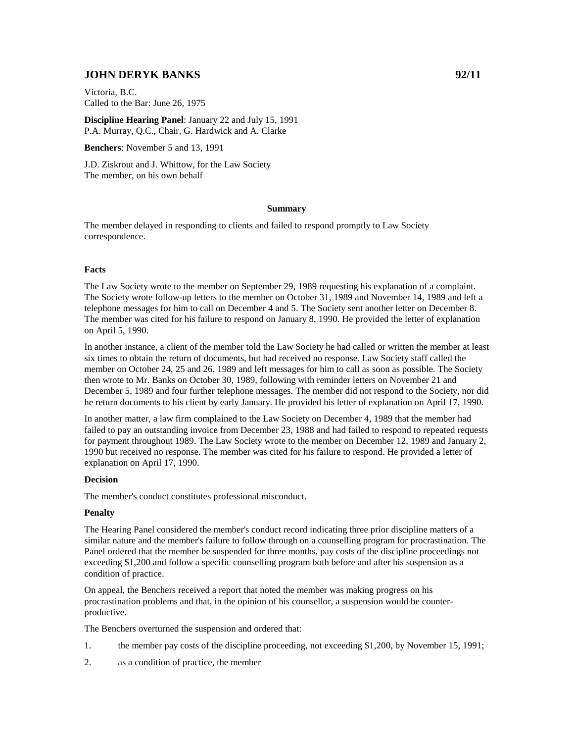## JOHN DERYK BANKS 92/11

Victoria, B.C.
Called to the Bar: June 26, 1975

**Discipline Hearing Panel**: January 22 and July 15, 1991
P.A. Murray, Q.C., Chair, G. Hardwick and A. Clarke

**Benchers**: November 5 and 13, 1991

J.D. Ziskrout and J. Whittow, for the Law Society
The member, on his own behalf

**Summary**

The member delayed in responding to clients and failed to respond promptly to Law Society correspondence.

**Facts**

The Law Society wrote to the member on September 29, 1989 requesting his explanation of a complaint. The Society wrote follow-up letters to the member on October 31, 1989 and November 14, 1989 and left a telephone messages for him to call on December 4 and 5. The Society sent another letter on December 8. The member was cited for his failure to respond on January 8, 1990. He provided the letter of explanation on April 5, 1990.

In another instance, a client of the member told the Law Society he had called or written the member at least six times to obtain the return of documents, but had received no response. Law Society staff called the member on October 24, 25 and 26, 1989 and left messages for him to call as soon as possible. The Society then wrote to Mr. Banks on October 30, 1989, following with reminder letters on November 21 and December 5, 1989 and four further telephone messages. The member did not respond to the Society, nor did he return documents to his client by early January. He provided his letter of explanation on April 17, 1990.

In another matter, a law firm complained to the Law Society on December 4, 1989 that the member had failed to pay an outstanding invoice from December 23, 1988 and had failed to respond to repeated requests for payment throughout 1989. The Law Society wrote to the member on December 12, 1989 and January 2, 1990 but received no response. The member was cited for his failure to respond. He provided a letter of explanation on April 17, 1990.

**Decision**

The member's conduct constitutes professional misconduct.

**Penalty**

The Hearing Panel considered the member's conduct record indicating three prior discipline matters of a similar nature and the member's failure to follow through on a counselling program for procrastination. The Panel ordered that the member be suspended for three months, pay costs of the discipline proceedings not exceeding $1,200 and follow a specific counselling program both before and after his suspension as a condition of practice.

On appeal, the Benchers received a report that noted the member was making progress on his procrastination problems and that, in the opinion of his counsellor, a suspension would be counter-productive.

The Benchers overturned the suspension and ordered that:

1. the member pay costs of the discipline proceeding, not exceeding $1,200, by November 15, 1991;
2. as a condition of practice, the member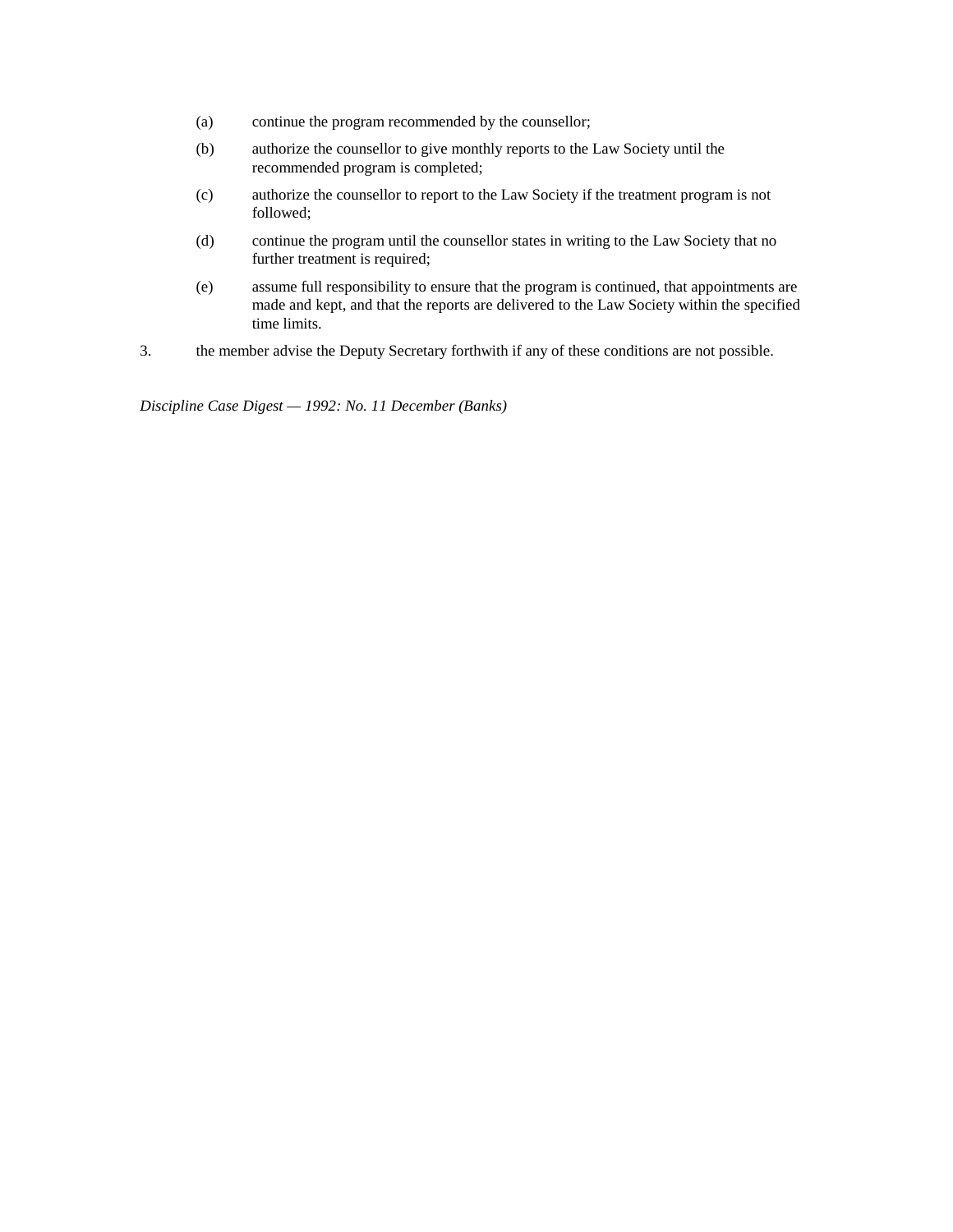(a) continue the program recommended by the counsellor;

(b) authorize the counsellor to give monthly reports to the Law Society until the recommended program is completed;

(c) authorize the counsellor to report to the Law Society if the treatment program is not followed;

(d) continue the program until the counsellor states in writing to the Law Society that no further treatment is required;

(e) assume full responsibility to ensure that the program is continued, that appointments are made and kept, and that the reports are delivered to the Law Society within the specified time limits.

3. the member advise the Deputy Secretary forthwith if any of these conditions are not possible.

*Discipline Case Digest — 1992: No. 11 December (Banks)*